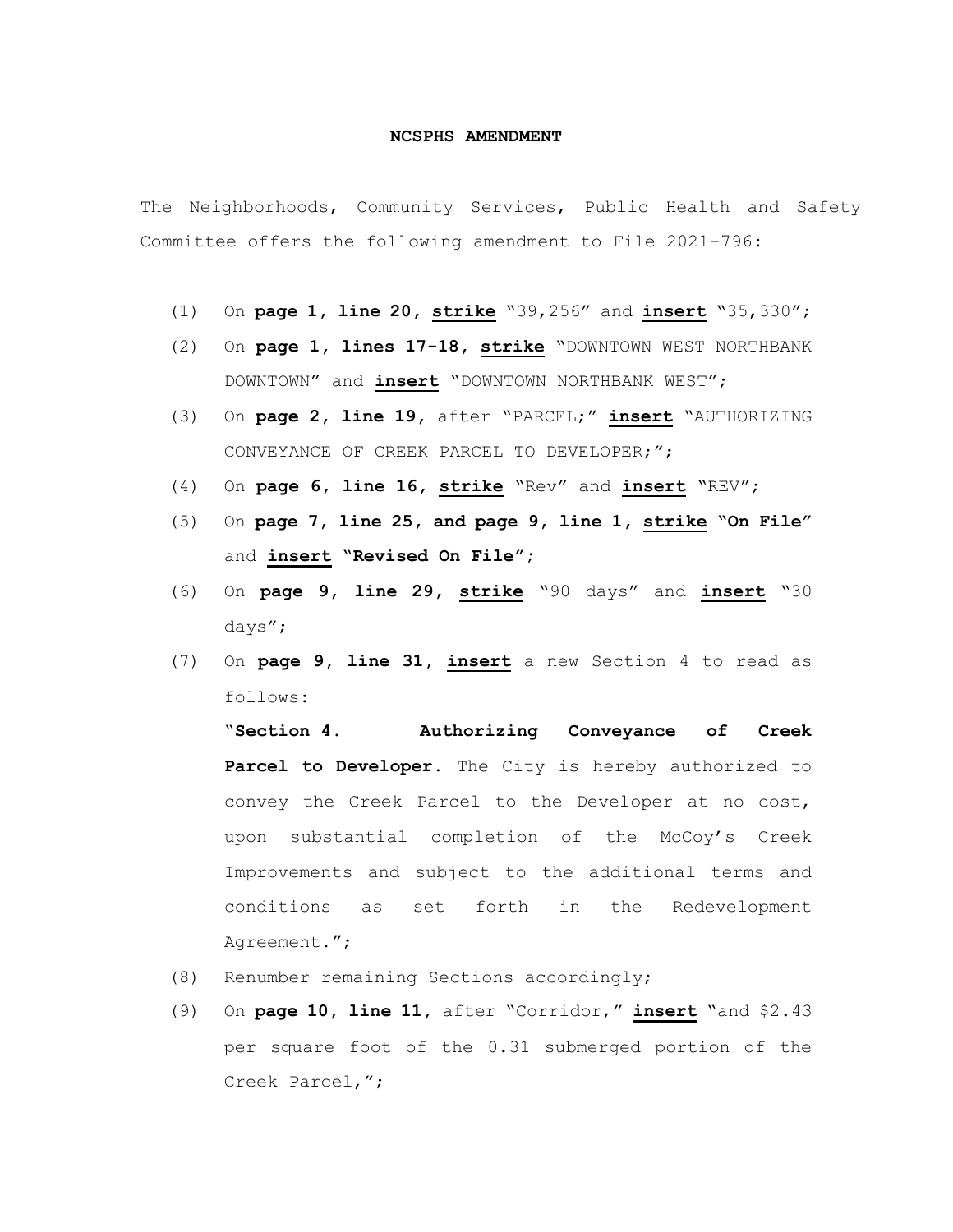# NCSPHS AMENDMENT

The Neighborhoods, Community Services, Public Health and Safety Committee offers the following amendment to File 2021-796:

(1) On **page 1, line 20, <u>strike</u>** "39,256" and **<u>insert</u>** "35,330";

(2) On **page 1, lines 17-18, <u>strike</u>** "DOWNTOWN WEST NORTHBANK DOWNTOWN" and **<u>insert</u>** "DOWNTOWN NORTHBANK WEST";

(3) On **page 2, line 19,** after "PARCEL;" **<u>insert</u>** "AUTHORIZING CONVEYANCE OF CREEK PARCEL TO DEVELOPER;";

(4) On **page 6, line 16, <u>strike</u>** "Rev" and **<u>insert</u>** "REV";

(5) On **page 7, line 25, and page 9, line 1, <u>strike</u> "On File"** and **<u>insert</u> "Revised On File"**;

(6) On **page 9, line 29, <u>strike</u>** "90 days" and **<u>insert</u>** "30 days";

(7) On **page 9, line 31, <u>insert</u>** a new Section 4 to read as follows:

"**Section 4. Authorizing Conveyance of Creek Parcel to Developer.** The City is hereby authorized to convey the Creek Parcel to the Developer at no cost, upon substantial completion of the McCoy's Creek Improvements and subject to the additional terms and conditions as set forth in the Redevelopment Agreement.";

(8) Renumber remaining Sections accordingly;

(9) On **page 10, line 11,** after "Corridor," **<u>insert</u>** "and $2.43 per square foot of the 0.31 submerged portion of the Creek Parcel,";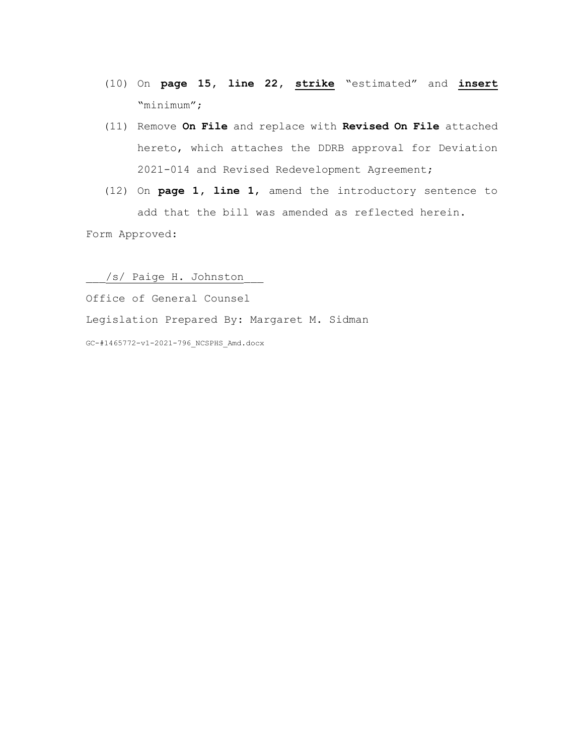(10) On **page 15, line 22**, **strike** "estimated" and **insert** "minimum";

(11) Remove **On File** and replace with **Revised On File** attached hereto, which attaches the DDRB approval for Deviation 2021-014 and Revised Redevelopment Agreement;

(12) On **page 1, line 1**, amend the introductory sentence to add that the bill was amended as reflected herein.

Form Approved:

/s/ Paige H. Johnston

Office of General Counsel

Legislation Prepared By: Margaret M. Sidman

GC-#1465772-v1-2021-796_NCSPHS_Amd.docx